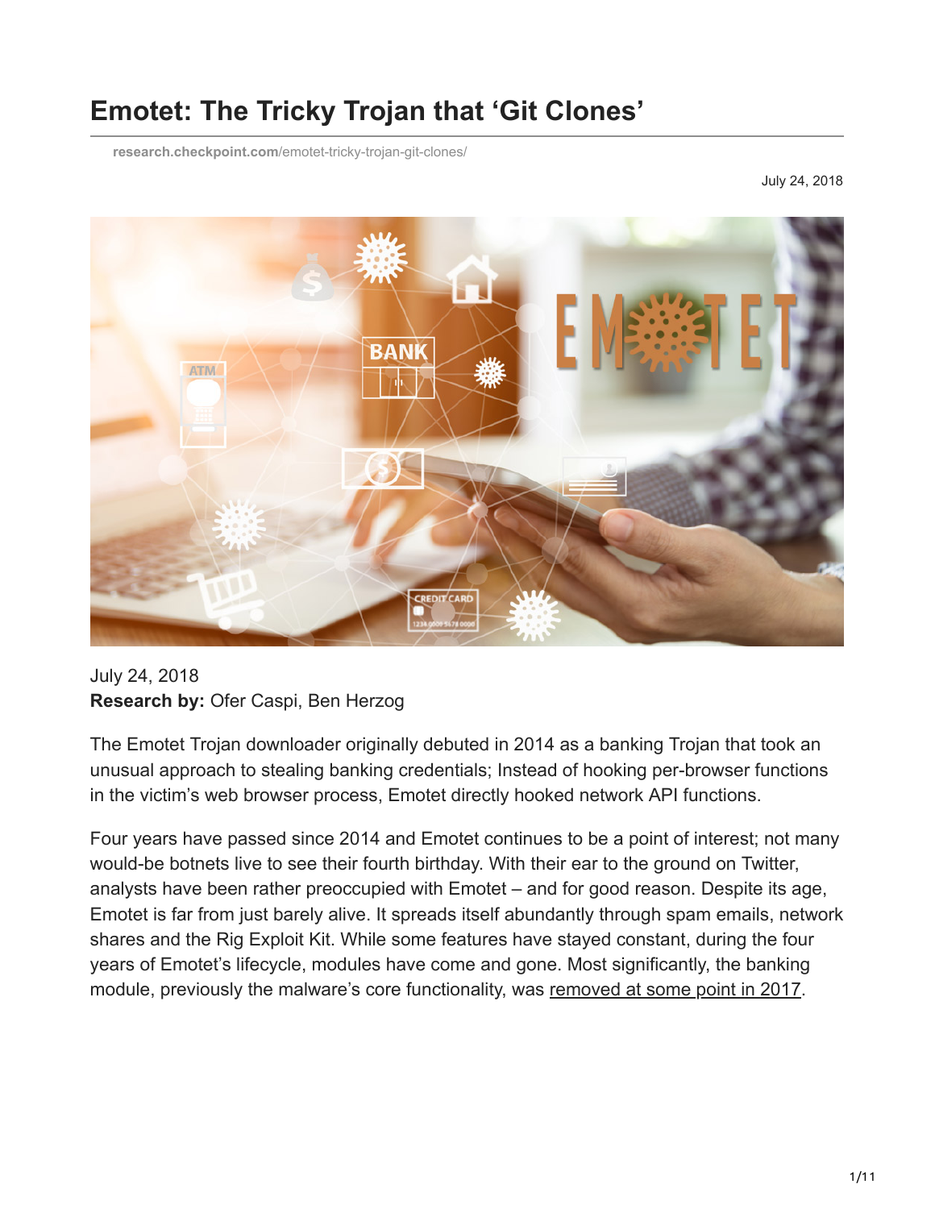# Emotet: The Tricky Trojan that 'Git Clones'

research.checkpoint.com/emotet-tricky-trojan-git-clones/

July 24, 2018

July 24, 2018
**Research by:** Ofer Caspi, Ben Herzog

The Emotet Trojan downloader originally debuted in 2014 as a banking Trojan that took an unusual approach to stealing banking credentials; Instead of hooking per-browser functions in the victim's web browser process, Emotet directly hooked network API functions.

Four years have passed since 2014 and Emotet continues to be a point of interest; not many would-be botnets live to see their fourth birthday. With their ear to the ground on Twitter, analysts have been rather preoccupied with Emotet – and for good reason. Despite its age, Emotet is far from just barely alive. It spreads itself abundantly through spam emails, network shares and the Rig Exploit Kit. While some features have stayed constant, during the four years of Emotet's lifecycle, modules have come and gone. Most significantly, the banking module, previously the malware's core functionality, was removed at some point in 2017.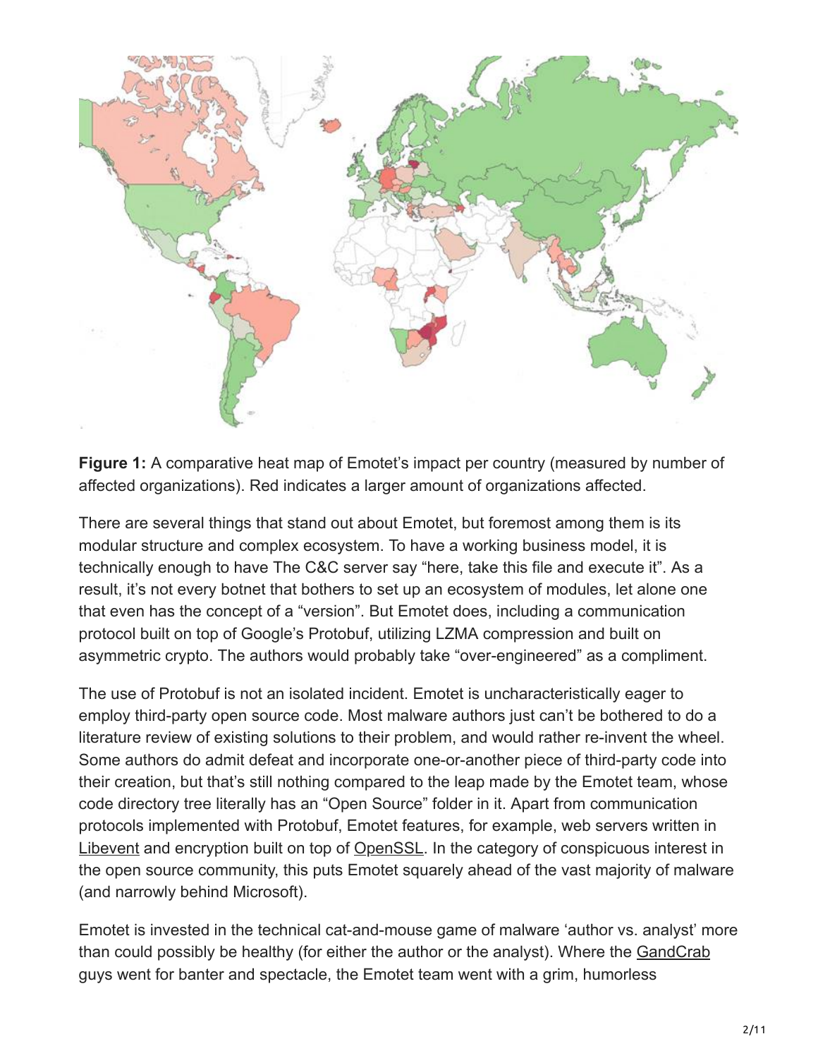**Figure 1:** A comparative heat map of Emotet's impact per country (measured by number of affected organizations). Red indicates a larger amount of organizations affected.

There are several things that stand out about Emotet, but foremost among them is its modular structure and complex ecosystem. To have a working business model, it is technically enough to have The C&C server say "here, take this file and execute it". As a result, it's not every botnet that bothers to set up an ecosystem of modules, let alone one that even has the concept of a "version". But Emotet does, including a communication protocol built on top of Google's Protobuf, utilizing LZMA compression and built on asymmetric crypto. The authors would probably take "over-engineered" as a compliment.

The use of Protobuf is not an isolated incident. Emotet is uncharacteristically eager to employ third-party open source code. Most malware authors just can't be bothered to do a literature review of existing solutions to their problem, and would rather re-invent the wheel. Some authors do admit defeat and incorporate one-or-another piece of third-party code into their creation, but that's still nothing compared to the leap made by the Emotet team, whose code directory tree literally has an "Open Source" folder in it. Apart from communication protocols implemented with Protobuf, Emotet features, for example, web servers written in Libevent and encryption built on top of OpenSSL. In the category of conspicuous interest in the open source community, this puts Emotet squarely ahead of the vast majority of malware (and narrowly behind Microsoft).

Emotet is invested in the technical cat-and-mouse game of malware 'author vs. analyst' more than could possibly be healthy (for either the author or the analyst). Where the GandCrab guys went for banter and spectacle, the Emotet team went with a grim, humorless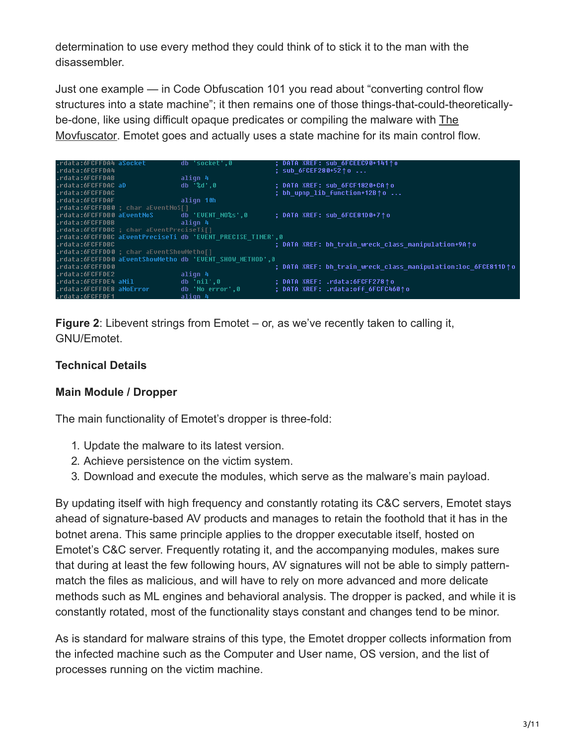determination to use every method they could think of to stick it to the man with the disassembler.

Just one example — in Code Obfuscation 101 you read about "converting control flow structures into a state machine"; it then remains one of those things-that-could-theoretically-be-done, like using difficult opaque predicates or compiling the malware with The Movfuscator. Emotet goes and actually uses a state machine for its main control flow.

```
.rdata:6FCFFDA4 aSocket         db 'socket',0           ; DATA XREF: sub_6FCEEC90+141↑o
.rdata:6FCFFDA4                                         ; sub_6FCEF280+52↑o ...
.rdata:6FCFFDAB                 align 4
.rdata:6FCFFDAC aD              db '%d',0               ; DATA XREF: sub_6FCF1820+CA↑o
.rdata:6FCFFDAC                                         ; bh_upnp_lib_function+12B↑o ...
.rdata:6FCFFDAF                 align 10h
.rdata:6FCFFDB0 ; char aEventNoS[]
.rdata:6FCFFDB0 aEventNoS       db 'EVENT_NO%s',0       ; DATA XREF: sub_6FCE81D0+7↑o
.rdata:6FCFFDBB                 align 4
.rdata:6FCFFDBC ; char aEventPreciseTi[]
.rdata:6FCFFDBC aEventPreciseTi db 'EVENT_PRECISE_TIMER',0
.rdata:6FCFFDBC                                         ; DATA XREF: bh_train_wreck_class_manipulation+9A↑o
.rdata:6FCFFDD0 ; char aEventShowMetho[]
.rdata:6FCFFDD0 aEventShowMetho db 'EVENT_SHOW_METHOD',0
.rdata:6FCFFDD0                                         ; DATA XREF: bh_train_wreck_class_manipulation:loc_6FCE811D↑o
.rdata:6FCFFDE2                 align 4
.rdata:6FCFFDE4 aNil            db 'nil',0              ; DATA XREF: .rdata:6FCFF278↑o
.rdata:6FCFFDE8 aNoError        db 'No error',0         ; DATA XREF: .rdata:off_6FCFC460↑o
.rdata:6FCFFDF1                 align 4
```

**Figure 2**: Libevent strings from Emotet – or, as we've recently taken to calling it, GNU/Emotet.

### Technical Details

### Main Module / Dropper

The main functionality of Emotet's dropper is three-fold:

1. Update the malware to its latest version.
2. Achieve persistence on the victim system.
3. Download and execute the modules, which serve as the malware's main payload.

By updating itself with high frequency and constantly rotating its C&C servers, Emotet stays ahead of signature-based AV products and manages to retain the foothold that it has in the botnet arena. This same principle applies to the dropper executable itself, hosted on Emotet's C&C server. Frequently rotating it, and the accompanying modules, makes sure that during at least the few following hours, AV signatures will not be able to simply pattern-match the files as malicious, and will have to rely on more advanced and more delicate methods such as ML engines and behavioral analysis. The dropper is packed, and while it is constantly rotated, most of the functionality stays constant and changes tend to be minor.

As is standard for malware strains of this type, the Emotet dropper collects information from the infected machine such as the Computer and User name, OS version, and the list of processes running on the victim machine.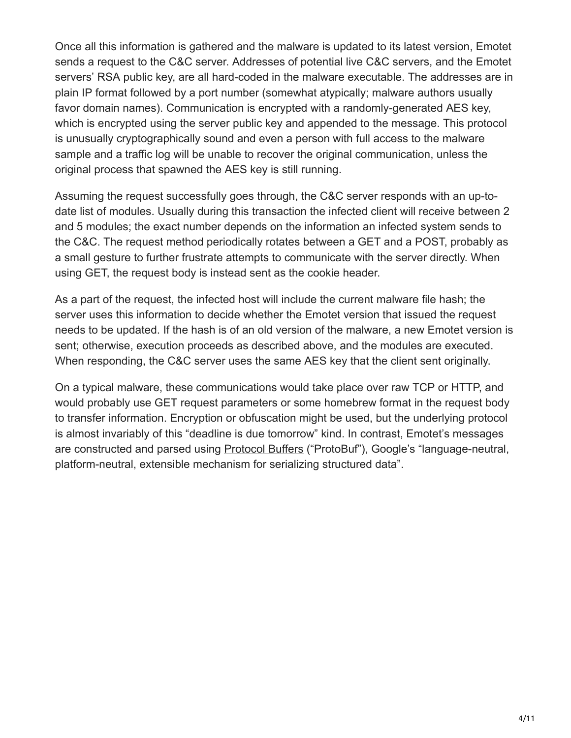Once all this information is gathered and the malware is updated to its latest version, Emotet sends a request to the C&C server. Addresses of potential live C&C servers, and the Emotet servers' RSA public key, are all hard-coded in the malware executable. The addresses are in plain IP format followed by a port number (somewhat atypically; malware authors usually favor domain names). Communication is encrypted with a randomly-generated AES key, which is encrypted using the server public key and appended to the message. This protocol is unusually cryptographically sound and even a person with full access to the malware sample and a traffic log will be unable to recover the original communication, unless the original process that spawned the AES key is still running.

Assuming the request successfully goes through, the C&C server responds with an up-to-date list of modules. Usually during this transaction the infected client will receive between 2 and 5 modules; the exact number depends on the information an infected system sends to the C&C. The request method periodically rotates between a GET and a POST, probably as a small gesture to further frustrate attempts to communicate with the server directly. When using GET, the request body is instead sent as the cookie header.

As a part of the request, the infected host will include the current malware file hash; the server uses this information to decide whether the Emotet version that issued the request needs to be updated. If the hash is of an old version of the malware, a new Emotet version is sent; otherwise, execution proceeds as described above, and the modules are executed. When responding, the C&C server uses the same AES key that the client sent originally.

On a typical malware, these communications would take place over raw TCP or HTTP, and would probably use GET request parameters or some homebrew format in the request body to transfer information. Encryption or obfuscation might be used, but the underlying protocol is almost invariably of this "deadline is due tomorrow" kind. In contrast, Emotet's messages are constructed and parsed using Protocol Buffers ("ProtoBuf"), Google's "language-neutral, platform-neutral, extensible mechanism for serializing structured data".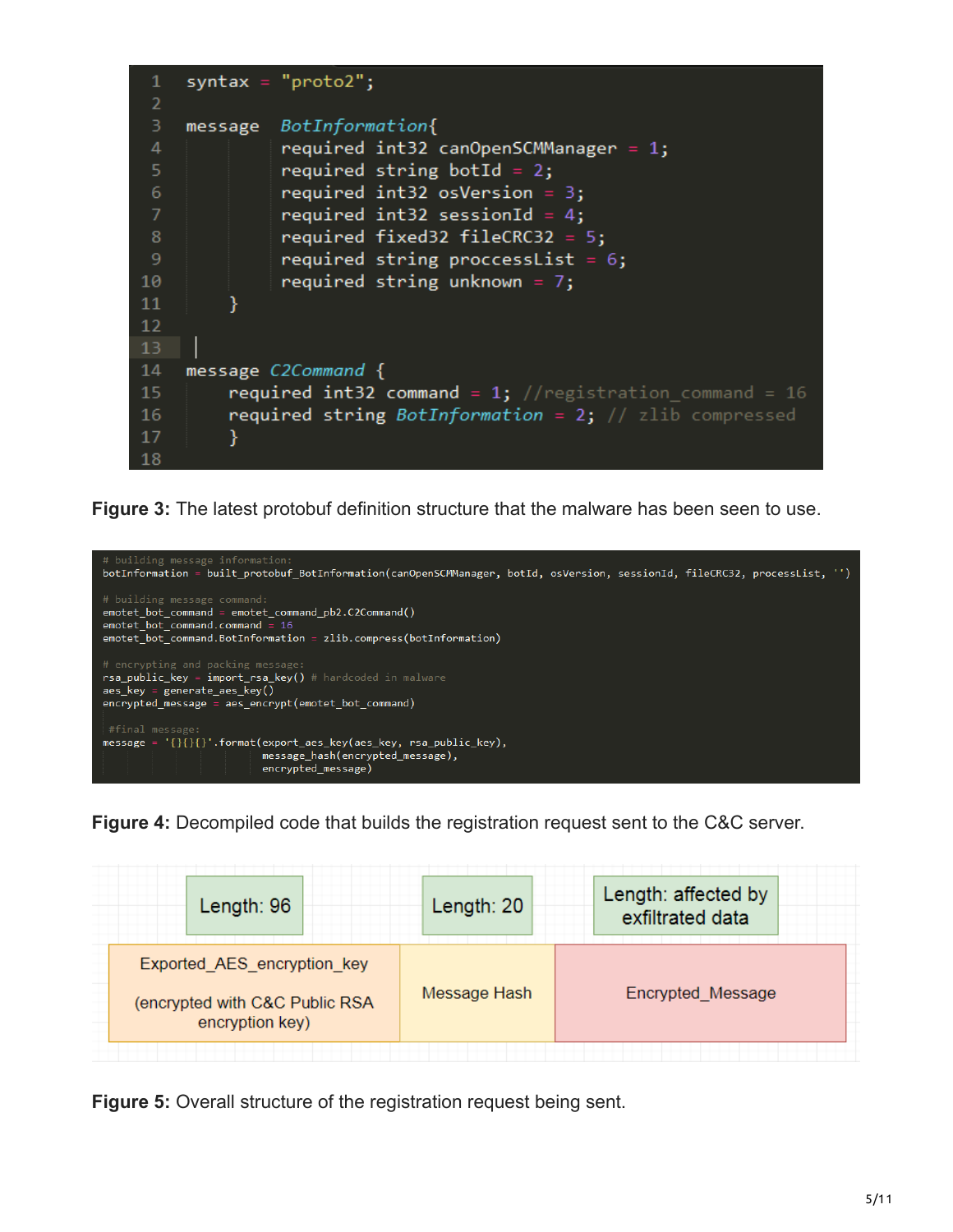```
syntax = "proto2";

message  BotInformation{
        required int32 canOpenSCMManager = 1;
        required string botId = 2;
        required int32 osVersion = 3;
        required int32 sessionId = 4;
        required fixed32 fileCRC32 = 5;
        required string proccessList = 6;
        required string unknown = 7;
    }


message C2Command {
    required int32 command = 1; //registration_command = 16
    required string BotInformation = 2; // zlib compressed
    }

```

**Figure 3:** The latest protobuf definition structure that the malware has been seen to use.

```
# building message information:
botInformation = built_protobuf_BotInformation(canOpenSCMManager, botId, osVersion, sessionId, fileCRC32, processList, '')

# building message command:
emotet_bot_command = emotet_command_pb2.C2Command()
emotet_bot_command.command = 16
emotet_bot_command.BotInformation = zlib.compress(botInformation)

# encrypting and packing message:
rsa_public_key = import_rsa_key() # hardcoded in malware
aes_key = generate_aes_key()
encrypted_message = aes_encrypt(emotet_bot_command)

#final message:
message = '{}{}{}'.format(export_aes_key(aes_key, rsa_public_key),
                          message_hash(encrypted_message),
                          encrypted_message)
```

**Figure 4:** Decompiled code that builds the registration request sent to the C&C server.

| Length: 96 | Length: 20 | Length: affected by exfiltrated data |
|---|---|---|
| Exported_AES_encryption_key (encrypted with C&C Public RSA encryption key) | Message Hash | Encrypted_Message |

**Figure 5:** Overall structure of the registration request being sent.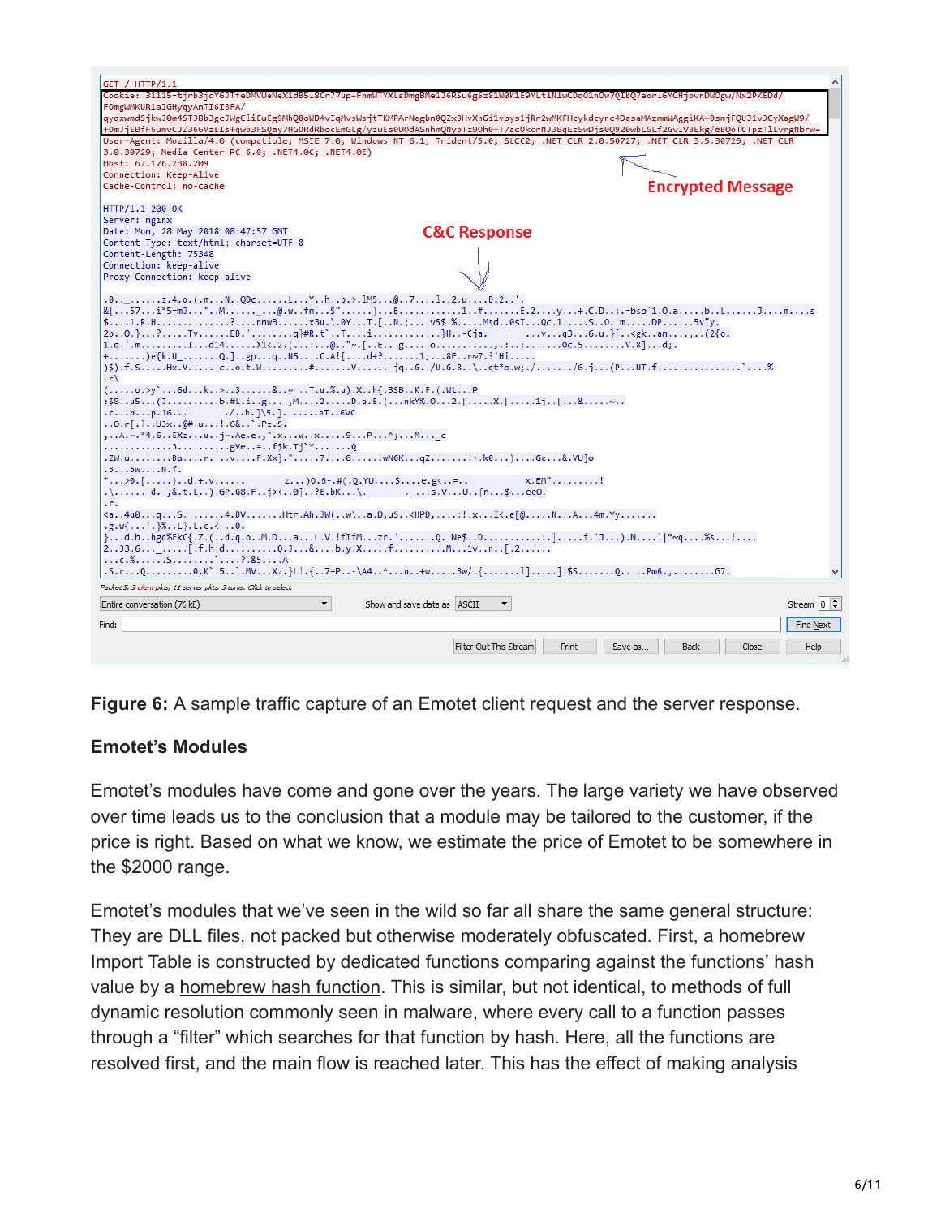**Figure 6:** A sample traffic capture of an Emotet client request and the server response.

### Emotet's Modules

Emotet's modules have come and gone over the years. The large variety we have observed over time leads us to the conclusion that a module may be tailored to the customer, if the price is right. Based on what we know, we estimate the price of Emotet to be somewhere in the $2000 range.

Emotet's modules that we've seen in the wild so far all share the same general structure: They are DLL files, not packed but otherwise moderately obfuscated. First, a homebrew Import Table is constructed by dedicated functions comparing against the functions' hash value by a homebrew hash function. This is similar, but not identical, to methods of full dynamic resolution commonly seen in malware, where every call to a function passes through a "filter" which searches for that function by hash. Here, all the functions are resolved first, and the main flow is reached later. This has the effect of making analysis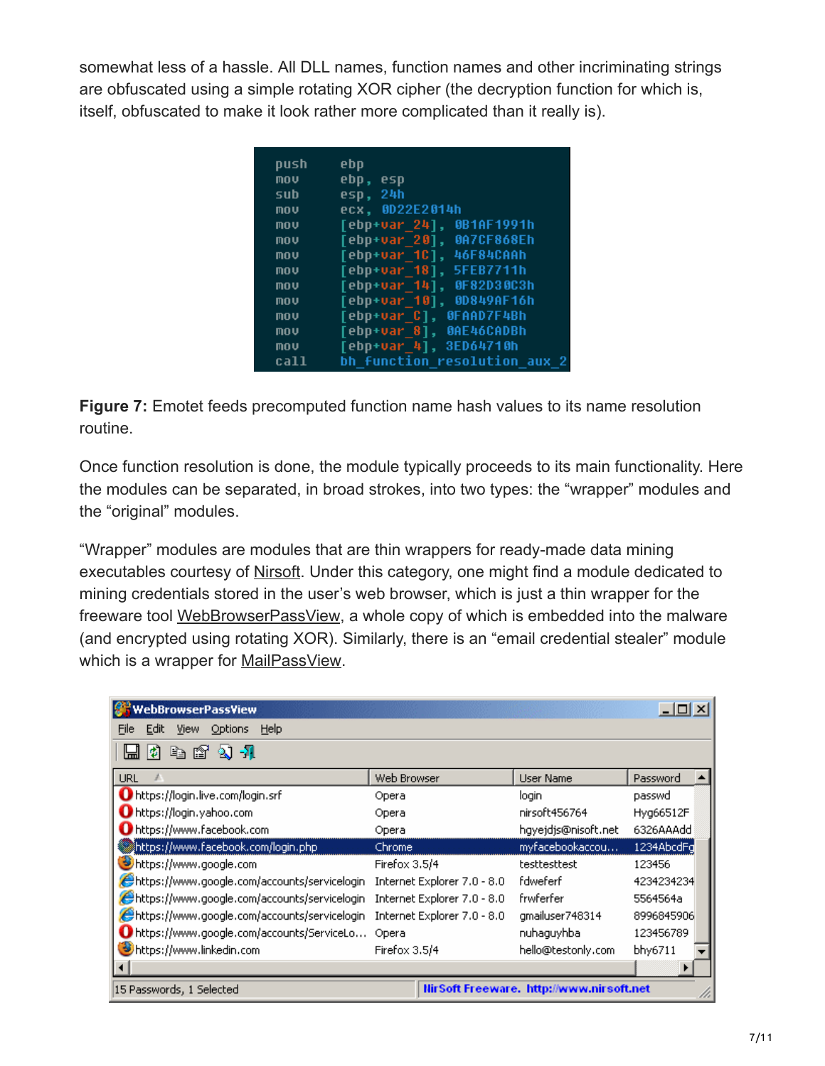somewhat less of a hassle. All DLL names, function names and other incriminating strings are obfuscated using a simple rotating XOR cipher (the decryption function for which is, itself, obfuscated to make it look rather more complicated than it really is).

```
push    ebp
mov     ebp, esp
sub     esp, 24h
mov     ecx, 0D22E2014h
mov     [ebp+var_24], 0B1AF1991h
mov     [ebp+var_20], 0A7CF868Eh
mov     [ebp+var_1C], 46F84CAAh
mov     [ebp+var_18], 5FEB7711h
mov     [ebp+var_14], 0F82D30C3h
mov     [ebp+var_10], 0D849AF16h
mov     [ebp+var_C], 0FAAD7F4Bh
mov     [ebp+var_8], 0AE46CADBh
mov     [ebp+var_4], 3ED64710h
call    bh_function_resolution_aux_2
```

**Figure 7:** Emotet feeds precomputed function name hash values to its name resolution routine.

Once function resolution is done, the module typically proceeds to its main functionality. Here the modules can be separated, in broad strokes, into two types: the "wrapper" modules and the "original" modules.

"Wrapper" modules are modules that are thin wrappers for ready-made data mining executables courtesy of Nirsoft. Under this category, one might find a module dedicated to mining credentials stored in the user's web browser, which is just a thin wrapper for the freeware tool WebBrowserPassView, a whole copy of which is embedded into the malware (and encrypted using rotating XOR). Similarly, there is an "email credential stealer" module which is a wrapper for MailPassView.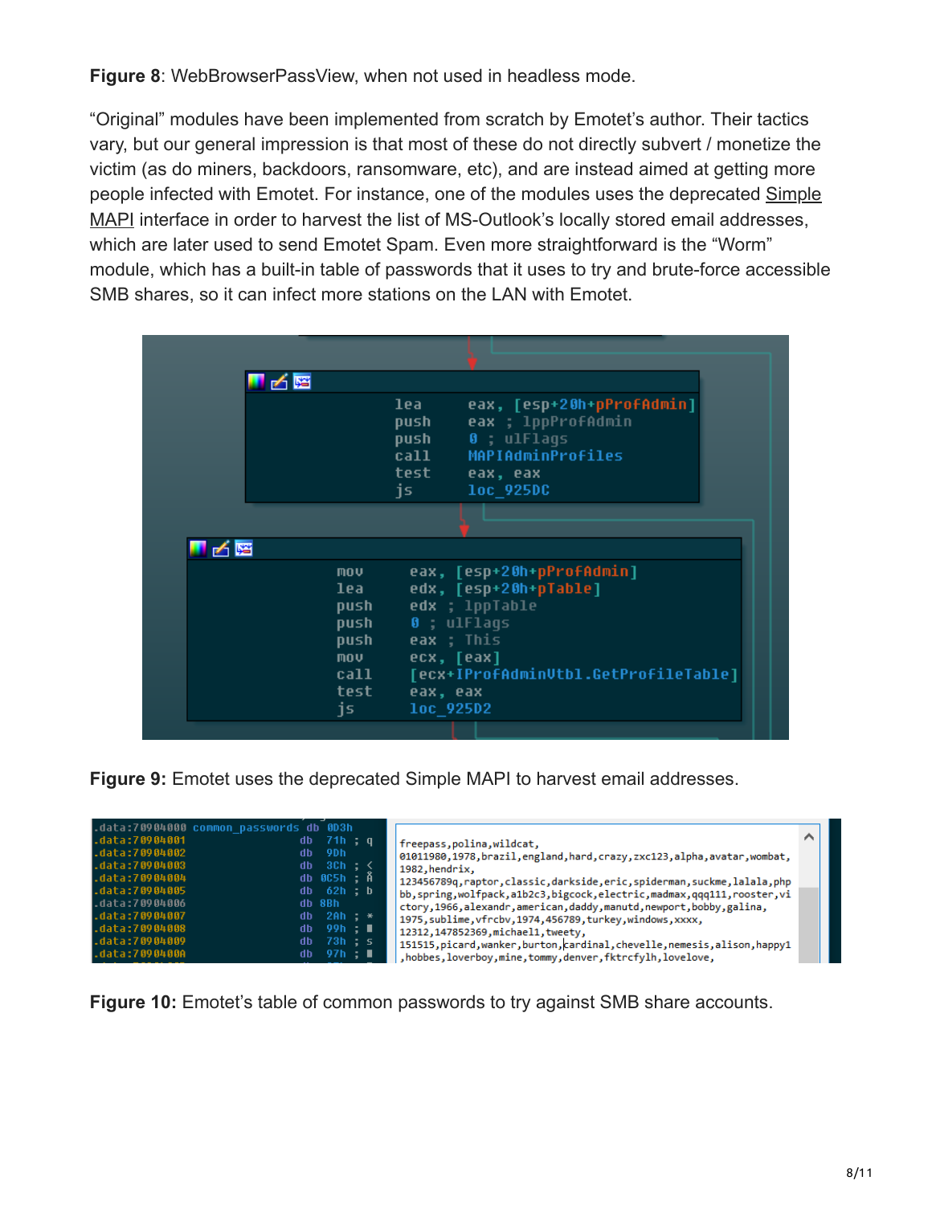**Figure 8**: WebBrowserPassView, when not used in headless mode.

"Original" modules have been implemented from scratch by Emotet's author. Their tactics vary, but our general impression is that most of these do not directly subvert / monetize the victim (as do miners, backdoors, ransomware, etc), and are instead aimed at getting more people infected with Emotet. For instance, one of the modules uses the deprecated Simple MAPI interface in order to harvest the list of MS-Outlook's locally stored email addresses, which are later used to send Emotet Spam. Even more straightforward is the "Worm" module, which has a built-in table of passwords that it uses to try and brute-force accessible SMB shares, so it can infect more stations on the LAN with Emotet.

```
lea     eax, [esp+20h+pProfAdmin]
push    eax ; lppProfAdmin
push    0 ; ulFlags
call    MAPIAdminProfiles
test    eax, eax
js      loc_925DC
```

```
mov     eax, [esp+20h+pProfAdmin]
lea     edx, [esp+20h+pTable]
push    edx ; lppTable
push    0 ; ulFlags
push    eax ; This
mov     ecx, [eax]
call    [ecx+IProfAdminVtbl.GetProfileTable]
test    eax, eax
js      loc_925D2
```

**Figure 9:** Emotet uses the deprecated Simple MAPI to harvest email addresses.

```
.data:70904000 common_passwords db 0D3h
.data:70904001                  db  71h ; q
.data:70904002                  db  9Dh
.data:70904003                  db  3Ch ; <
.data:70904004                  db 0C5h ; Å
.data:70904005                  db  62h ; b
.data:70904006                  db  8Bh
.data:70904007                  db  2Ah ; *
.data:70904008                  db  99h ;
.data:70904009                  db  73h ; s
.data:7090400A                  db  97h ;
```

```
freepass,polina,wildcat,
01011980,1978,brazil,england,hard,crazy,zxc123,alpha,avatar,wombat,
1982,hendrix,
123456789q,raptor,classic,darkside,eric,spiderman,suckme,lalala,php
bb,spring,wolfpack,a1b2c3,bigcock,electric,madmax,qqq111,rooster,vi
ctory,1966,alexandr,american,daddy,manutd,newport,bobby,galina,
1975,sublime,vfrcbv,1974,456789,turkey,windows,xxxx,
12312,147852369,michael1,tweety,
151515,picard,wanker,burton,cardinal,chevelle,nemesis,alison,happy1
,hobbes,loverboy,mine,tommy,denver,fktrcfylh,lovelove,
```

**Figure 10:** Emotet's table of common passwords to try against SMB share accounts.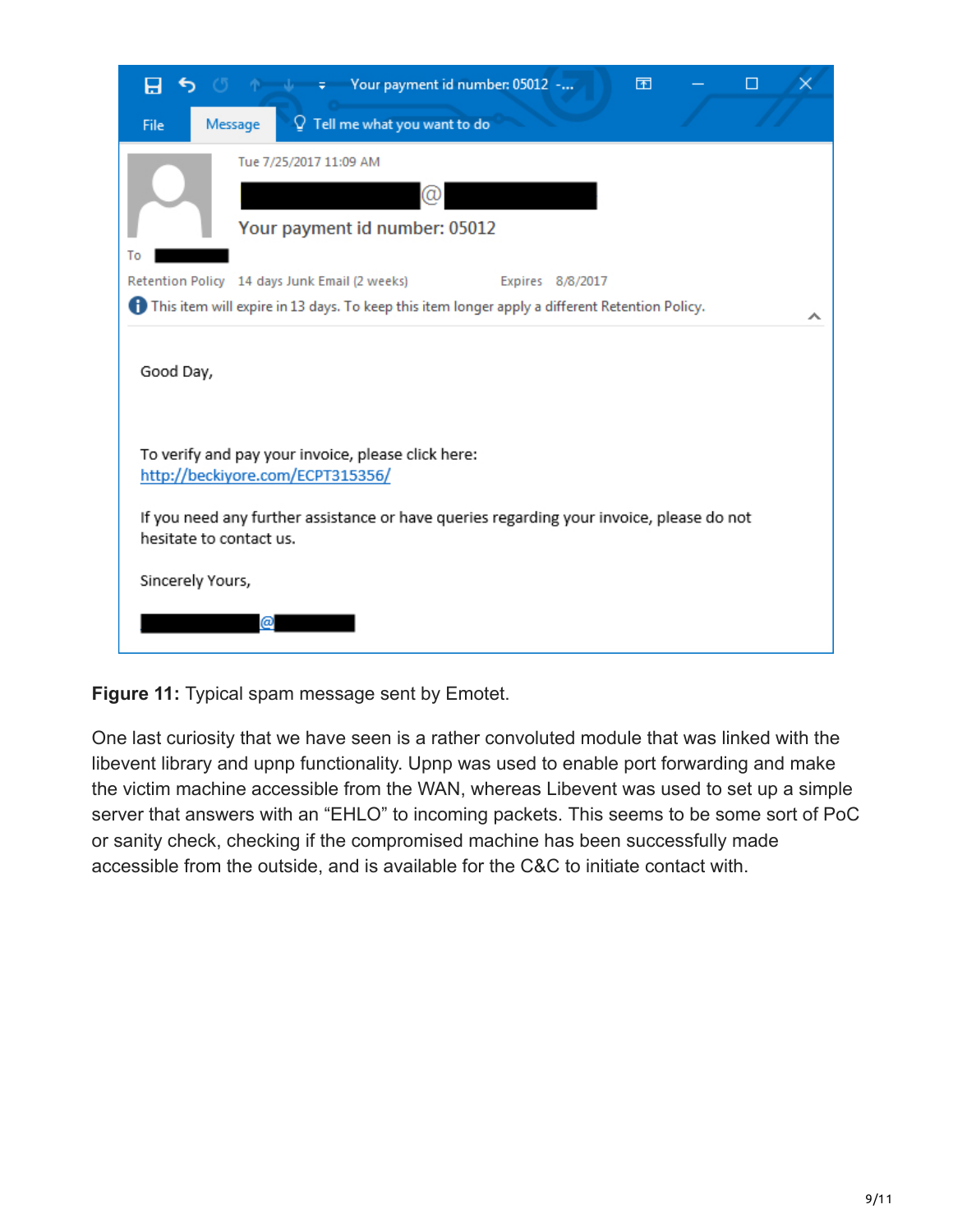Your payment id number: 05012

Tue 7/25/2017 11:09 AM

Your payment id number: 05012

To

Retention Policy 14 days Junk Email (2 weeks) Expires 8/8/2017

This item will expire in 13 days. To keep this item longer apply a different Retention Policy.

Good Day,

To verify and pay your invoice, please click here:
http://beckiyore.com/ECPT315356/

If you need any further assistance or have queries regarding your invoice, please do not hesitate to contact us.

Sincerely Yours,

**Figure 11:** Typical spam message sent by Emotet.

One last curiosity that we have seen is a rather convoluted module that was linked with the libevent library and upnp functionality. Upnp was used to enable port forwarding and make the victim machine accessible from the WAN, whereas Libevent was used to set up a simple server that answers with an "EHLO" to incoming packets. This seems to be some sort of PoC or sanity check, checking if the compromised machine has been successfully made accessible from the outside, and is available for the C&C to initiate contact with.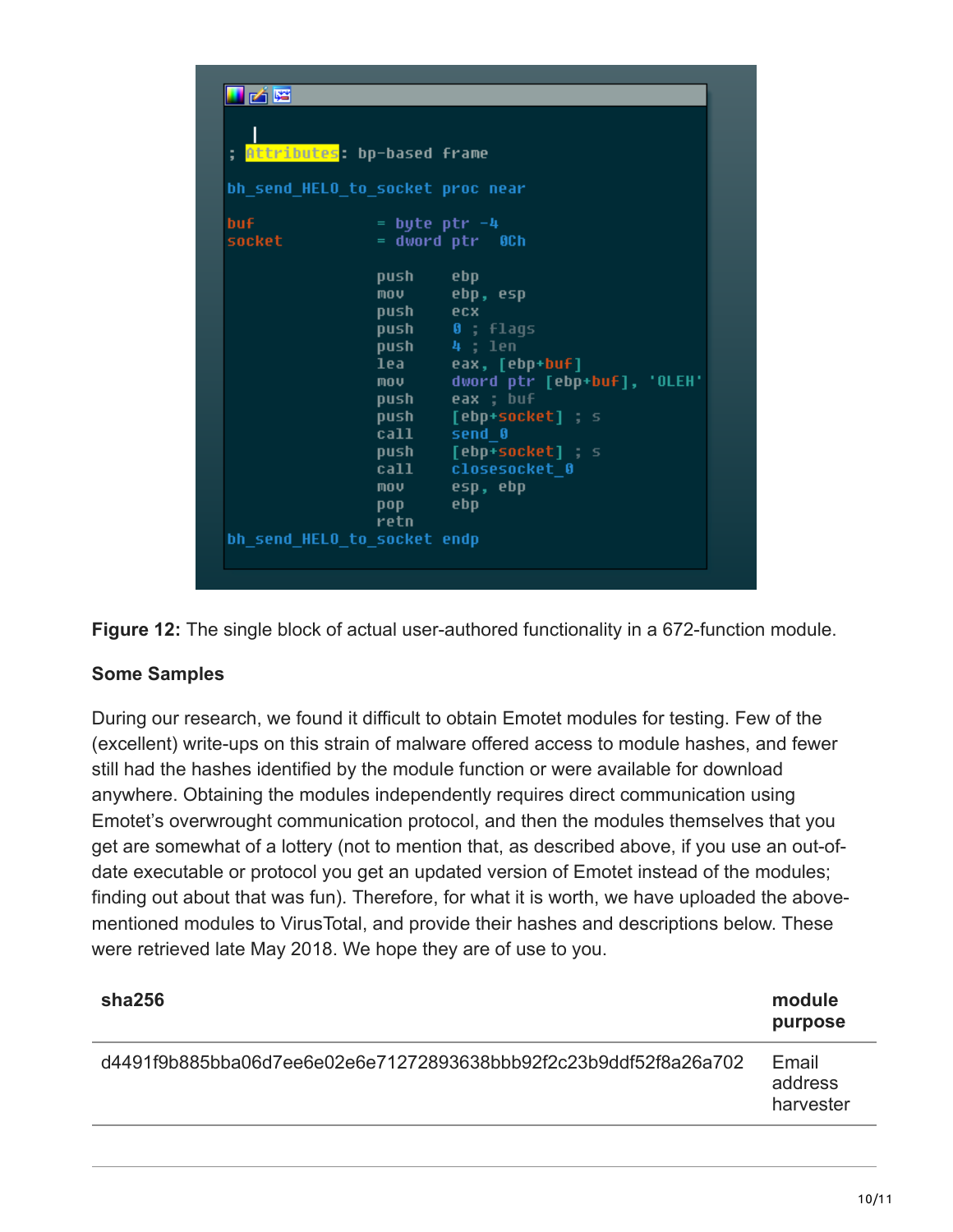```
; Attributes: bp-based frame

bh_send_HELO_to_socket proc near

buf             = byte ptr -4
socket          = dword ptr  0Ch

                push    ebp
                mov     ebp, esp
                push    ecx
                push    0 ; flags
                push    4 ; len
                lea     eax, [ebp+buf]
                mov     dword ptr [ebp+buf], 'OLEH'
                push    eax ; buf
                push    [ebp+socket] ; s
                call    send_0
                push    [ebp+socket] ; s
                call    closesocket_0
                mov     esp, ebp
                pop     ebp
                retn
bh_send_HELO_to_socket endp
```

**Figure 12:** The single block of actual user-authored functionality in a 672-function module.

**Some Samples**

During our research, we found it difficult to obtain Emotet modules for testing. Few of the (excellent) write-ups on this strain of malware offered access to module hashes, and fewer still had the hashes identified by the module function or were available for download anywhere. Obtaining the modules independently requires direct communication using Emotet's overwrought communication protocol, and then the modules themselves that you get are somewhat of a lottery (not to mention that, as described above, if you use an out-of-date executable or protocol you get an updated version of Emotet instead of the modules; finding out about that was fun). Therefore, for what it is worth, we have uploaded the above-mentioned modules to VirusTotal, and provide their hashes and descriptions below. These were retrieved late May 2018. We hope they are of use to you.

| sha256 | module purpose |
|---|---|
| d4491f9b885bba06d7ee6e02e6e71272893638bbb92f2c23b9ddf52f8a26a702 | Email address harvester |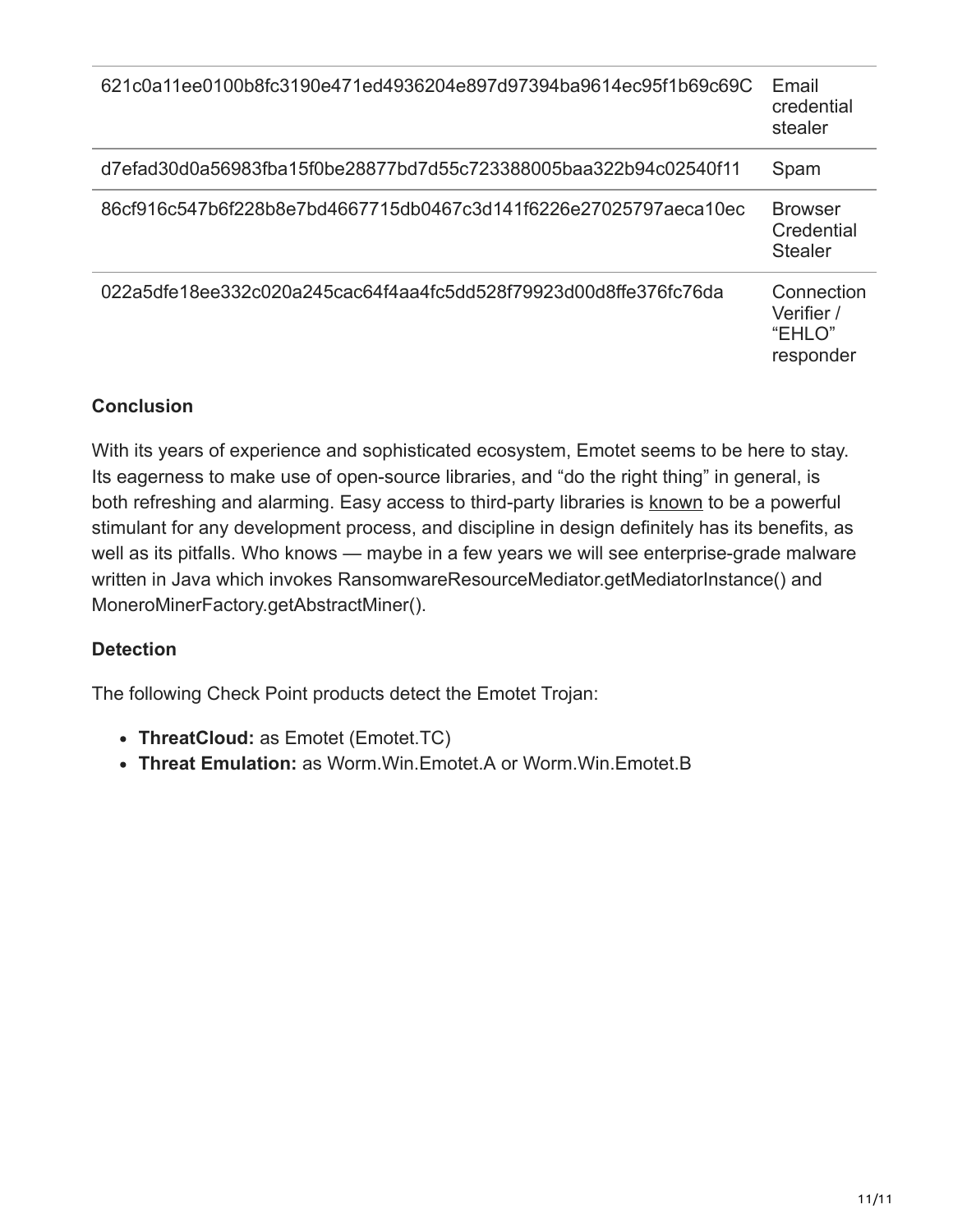| | |
|---|---|
| 621c0a11ee0100b8fc3190e471ed4936204e897d97394ba9614ec95f1b69c69C | Email credential stealer |
| d7efad30d0a56983fba15f0be28877bd7d55c723388005baa322b94c02540f11 | Spam |
| 86cf916c547b6f228b8e7bd4667715db0467c3d141f6226e27025797aeca10ec | Browser Credential Stealer |
| 022a5dfe18ee332c020a245cac64f4aa4fc5dd528f79923d00d8ffe376fc76da | Connection Verifier / “EHLO” responder |

**Conclusion**

With its years of experience and sophisticated ecosystem, Emotet seems to be here to stay. Its eagerness to make use of open-source libraries, and “do the right thing” in general, is both refreshing and alarming. Easy access to third-party libraries is known to be a powerful stimulant for any development process, and discipline in design definitely has its benefits, as well as its pitfalls. Who knows — maybe in a few years we will see enterprise-grade malware written in Java which invokes RansomwareResourceMediator.getMediatorInstance() and MoneroMinerFactory.getAbstractMiner().

**Detection**

The following Check Point products detect the Emotet Trojan:

- **ThreatCloud:** as Emotet (Emotet.TC)
- **Threat Emulation:** as Worm.Win.Emotet.A or Worm.Win.Emotet.B